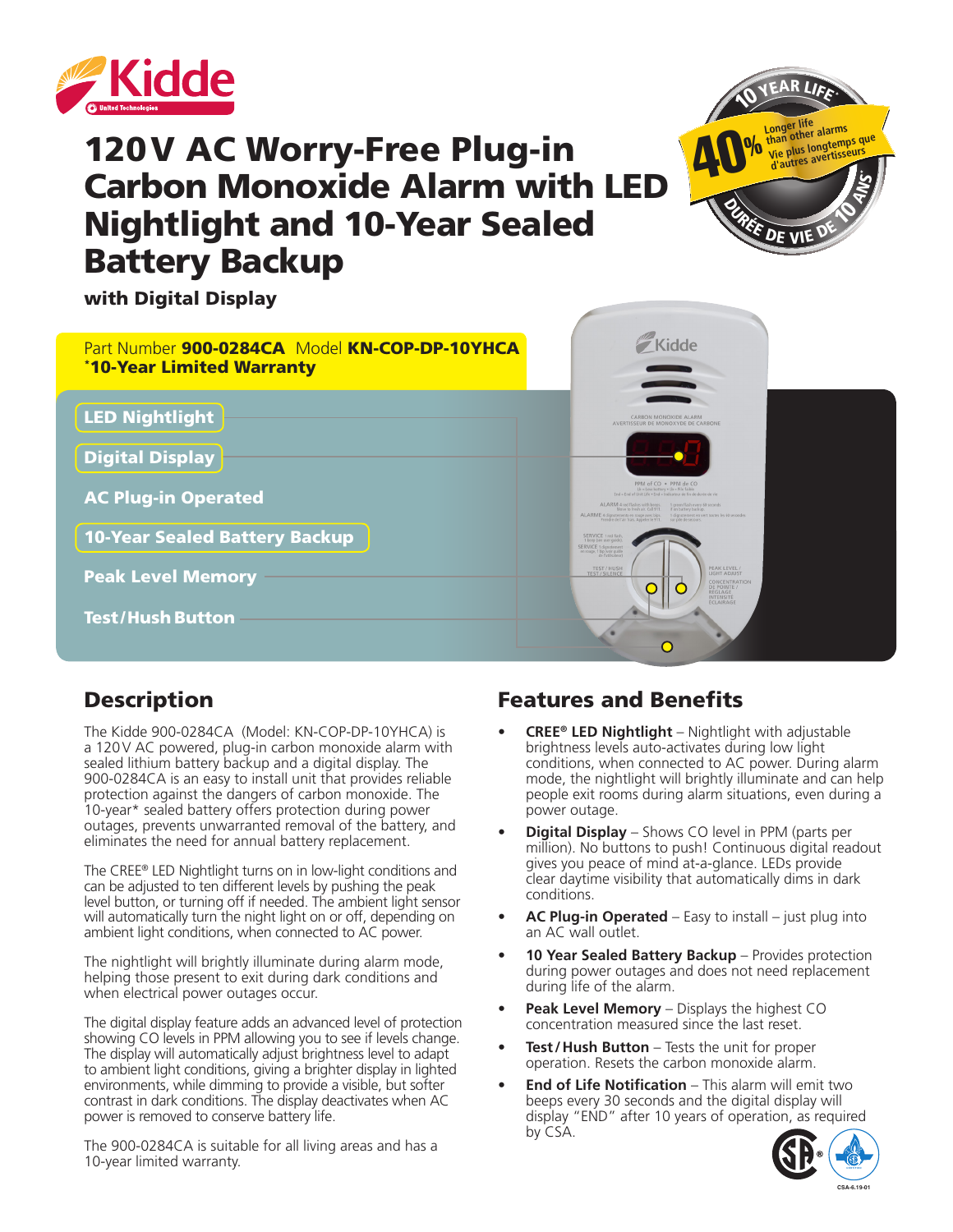# 120V AC Worry-Free Plug-in Carbon Monoxide Alarm with LED Nightlight and 10-Year Sealed Battery Backup

**with Digital Display**

10 YEAR LIFE* — 40% Longer life than other alarms — Vie plus longtemps que d'autres avertisseurs — DURÉE DE VIE DE 10 ANS*

Part Number **900-0284CA** Model **KN-COP-DP-10YHCA**
***10-Year Limited Warranty**

- **LED Nightlight**
- **Digital Display**
- **AC Plug-in Operated**
- **10-Year Sealed Battery Backup**
- **Peak Level Memory**
- **Test/Hush Button**

## Description

The Kidde 900-0284CA (Model: KN-COP-DP-10YHCA) is a 120V AC powered, plug-in carbon monoxide alarm with sealed lithium battery backup and a digital display. The 900-0284CA is an easy to install unit that provides reliable protection against the dangers of carbon monoxide. The 10-year* sealed battery offers protection during power outages, prevents unwarranted removal of the battery, and eliminates the need for annual battery replacement.

The CREE® LED Nightlight turns on in low-light conditions and can be adjusted to ten different levels by pushing the peak level button, or turning off if needed. The ambient light sensor will automatically turn the night light on or off, depending on ambient light conditions, when connected to AC power.

The nightlight will brightly illuminate during alarm mode, helping those present to exit during dark conditions and when electrical power outages occur.

The digital display feature adds an advanced level of protection showing CO levels in PPM allowing you to see if levels change. The display will automatically adjust brightness level to adapt to ambient light conditions, giving a brighter display in lighted environments, while dimming to provide a visible, but softer contrast in dark conditions. The display deactivates when AC power is removed to conserve battery life.

The 900-0284CA is suitable for all living areas and has a 10-year limited warranty.

## Features and Benefits

- **CREE® LED Nightlight** – Nightlight with adjustable brightness levels auto-activates during low light conditions, when connected to AC power. During alarm mode, the nightlight will brightly illuminate and can help people exit rooms during alarm situations, even during a power outage.
- **Digital Display** – Shows CO level in PPM (parts per million). No buttons to push! Continuous digital readout gives you peace of mind at-a-glance. LEDs provide clear daytime visibility that automatically dims in dark conditions.
- **AC Plug-in Operated** – Easy to install – just plug into an AC wall outlet.
- **10 Year Sealed Battery Backup** – Provides protection during power outages and does not need replacement during life of the alarm.
- **Peak Level Memory** – Displays the highest CO concentration measured since the last reset.
- **Test/Hush Button** – Tests the unit for proper operation. Resets the carbon monoxide alarm.
- **End of Life Notification** – This alarm will emit two beeps every 30 seconds and the digital display will display "END" after 10 years of operation, as required by CSA.

CSA-6.19-01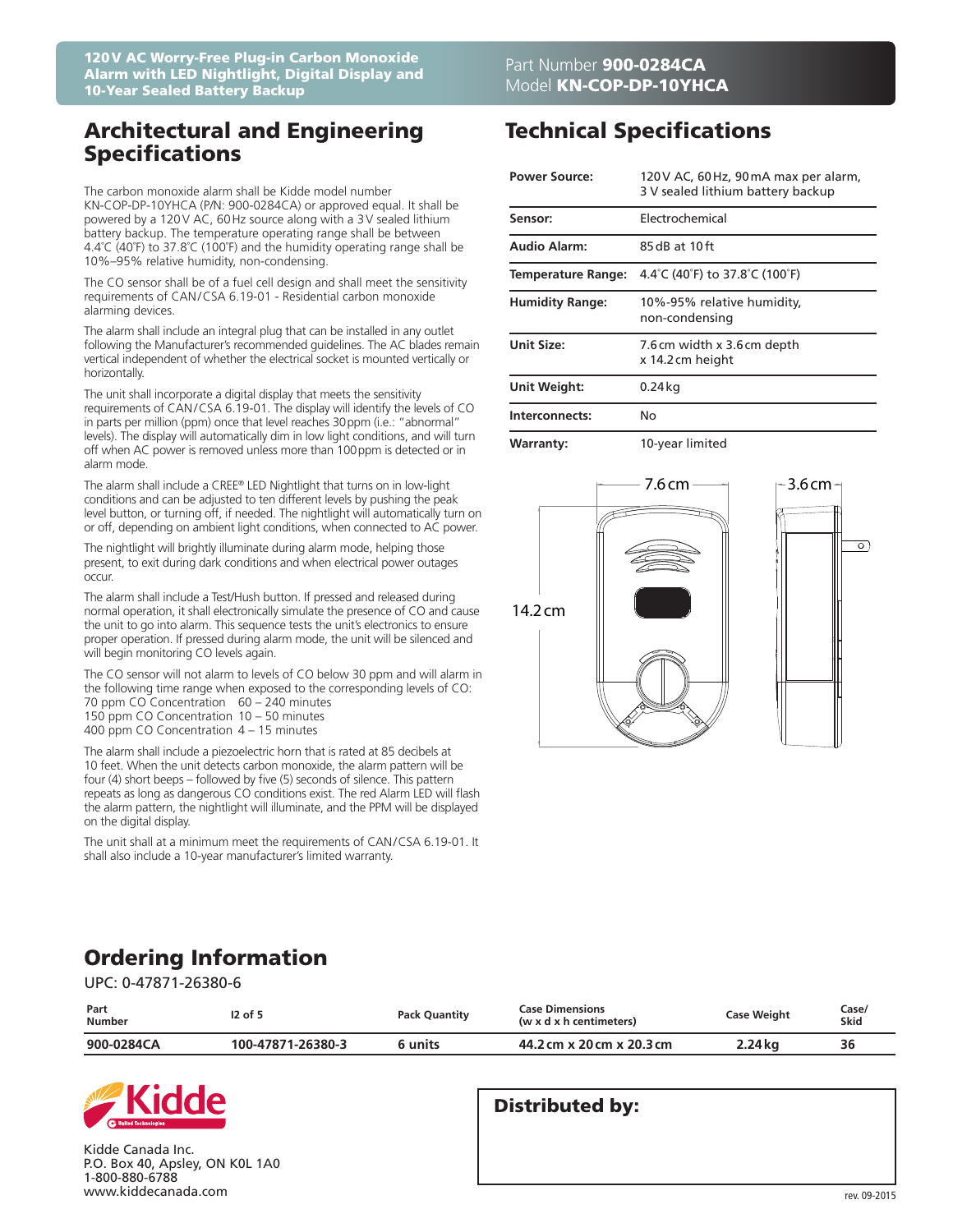120 V AC Worry-Free Plug-in Carbon Monoxide Alarm with LED Nightlight, Digital Display and 10-Year Sealed Battery Backup

Part Number **900-0284CA**
Model **KN-COP-DP-10YHCA**

## Architectural and Engineering Specifications

The carbon monoxide alarm shall be Kidde model number KN-COP-DP-10YHCA (P/N: 900-0284CA) or approved equal. It shall be powered by a 120 V AC, 60 Hz source along with a 3 V sealed lithium battery backup. The temperature operating range shall be between 4.4˚C (40˚F) to 37.8˚C (100˚F) and the humidity operating range shall be 10%–95% relative humidity, non-condensing.

The CO sensor shall be of a fuel cell design and shall meet the sensitivity requirements of CAN/CSA 6.19-01 - Residential carbon monoxide alarming devices.

The alarm shall include an integral plug that can be installed in any outlet following the Manufacturer's recommended guidelines. The AC blades remain vertical independent of whether the electrical socket is mounted vertically or horizontally.

The unit shall incorporate a digital display that meets the sensitivity requirements of CAN/CSA 6.19-01. The display will identify the levels of CO in parts per million (ppm) once that level reaches 30 ppm (i.e.: "abnormal" levels). The display will automatically dim in low light conditions, and will turn off when AC power is removed unless more than 100 ppm is detected or in alarm mode.

The alarm shall include a CREE® LED Nightlight that turns on in low-light conditions and can be adjusted to ten different levels by pushing the peak level button, or turning off, if needed. The nightlight will automatically turn on or off, depending on ambient light conditions, when connected to AC power.

The nightlight will brightly illuminate during alarm mode, helping those present, to exit during dark conditions and when electrical power outages occur.

The alarm shall include a Test/Hush button. If pressed and released during normal operation, it shall electronically simulate the presence of CO and cause the unit to go into alarm. This sequence tests the unit's electronics to ensure proper operation. If pressed during alarm mode, the unit will be silenced and will begin monitoring CO levels again.

The CO sensor will not alarm to levels of CO below 30 ppm and will alarm in the following time range when exposed to the corresponding levels of CO:
70 ppm CO Concentration 60 – 240 minutes
150 ppm CO Concentration 10 – 50 minutes
400 ppm CO Concentration 4 – 15 minutes

The alarm shall include a piezoelectric horn that is rated at 85 decibels at 10 feet. When the unit detects carbon monoxide, the alarm pattern will be four (4) short beeps – followed by five (5) seconds of silence. This pattern repeats as long as dangerous CO conditions exist. The red Alarm LED will flash the alarm pattern, the nightlight will illuminate, and the PPM will be displayed on the digital display.

The unit shall at a minimum meet the requirements of CAN/CSA 6.19-01. It shall also include a 10-year manufacturer's limited warranty.

## Technical Specifications

| | |
|---|---|
| **Power Source:** | 120 V AC, 60 Hz, 90 mA max per alarm, 3 V sealed lithium battery backup |
| **Sensor:** | Electrochemical |
| **Audio Alarm:** | 85 dB at 10 ft |
| **Temperature Range:** | 4.4˚C (40˚F) to 37.8˚C (100˚F) |
| **Humidity Range:** | 10%-95% relative humidity, non-condensing |
| **Unit Size:** | 7.6 cm width x 3.6 cm depth x 14.2 cm height |
| **Unit Weight:** | 0.24 kg |
| **Interconnects:** | No |
| **Warranty:** | 10-year limited |

7.6 cm
3.6 cm
14.2 cm

## Ordering Information

UPC: 0-47871-26380-6

| Part Number | I2 of 5 | Pack Quantity | Case Dimensions (w x d x h centimeters) | Case Weight | Case/ Skid |
|---|---|---|---|---|---|
| **900-0284CA** | **100-47871-26380-3** | **6 units** | **44.2 cm x 20 cm x 20.3 cm** | **2.24 kg** | **36** |

Kidde Canada Inc.
P.O. Box 40, Apsley, ON K0L 1A0
1-800-880-6788
www.kiddecanada.com

**Distributed by:**

rev. 09-2015